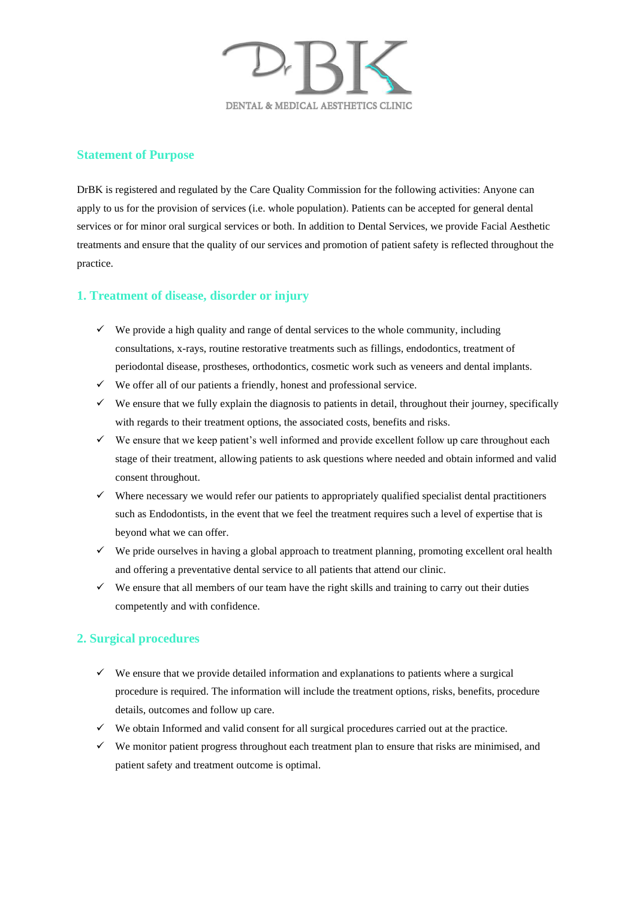DENTAL & MEDICAL AESTHETICS CLINIC

## Statement of Purpose

DrBK is registered and regulated by the Care Quality Commission for the following activities: Anyone can apply to us for the provision of services (i.e. whole population). Patients can be accepted for general dental services or for minor oral surgical services or both. In addition to Dental Services, we provide Facial Aesthetic treatments and ensure that the quality of our services and promotion of patient safety is reflected throughout the practice.

## 1. Treatment of disease, disorder or injury

- ✓ We provide a high quality and range of dental services to the whole community, including consultations, x-rays, routine restorative treatments such as fillings, endodontics, treatment of periodontal disease, prostheses, orthodontics, cosmetic work such as veneers and dental implants.
- ✓ We offer all of our patients a friendly, honest and professional service.
- ✓ We ensure that we fully explain the diagnosis to patients in detail, throughout their journey, specifically with regards to their treatment options, the associated costs, benefits and risks.
- ✓ We ensure that we keep patient's well informed and provide excellent follow up care throughout each stage of their treatment, allowing patients to ask questions where needed and obtain informed and valid consent throughout.
- ✓ Where necessary we would refer our patients to appropriately qualified specialist dental practitioners such as Endodontists, in the event that we feel the treatment requires such a level of expertise that is beyond what we can offer.
- ✓ We pride ourselves in having a global approach to treatment planning, promoting excellent oral health and offering a preventative dental service to all patients that attend our clinic.
- ✓ We ensure that all members of our team have the right skills and training to carry out their duties competently and with confidence.

## 2. Surgical procedures

- ✓ We ensure that we provide detailed information and explanations to patients where a surgical procedure is required. The information will include the treatment options, risks, benefits, procedure details, outcomes and follow up care.
- ✓ We obtain Informed and valid consent for all surgical procedures carried out at the practice.
- ✓ We monitor patient progress throughout each treatment plan to ensure that risks are minimised, and patient safety and treatment outcome is optimal.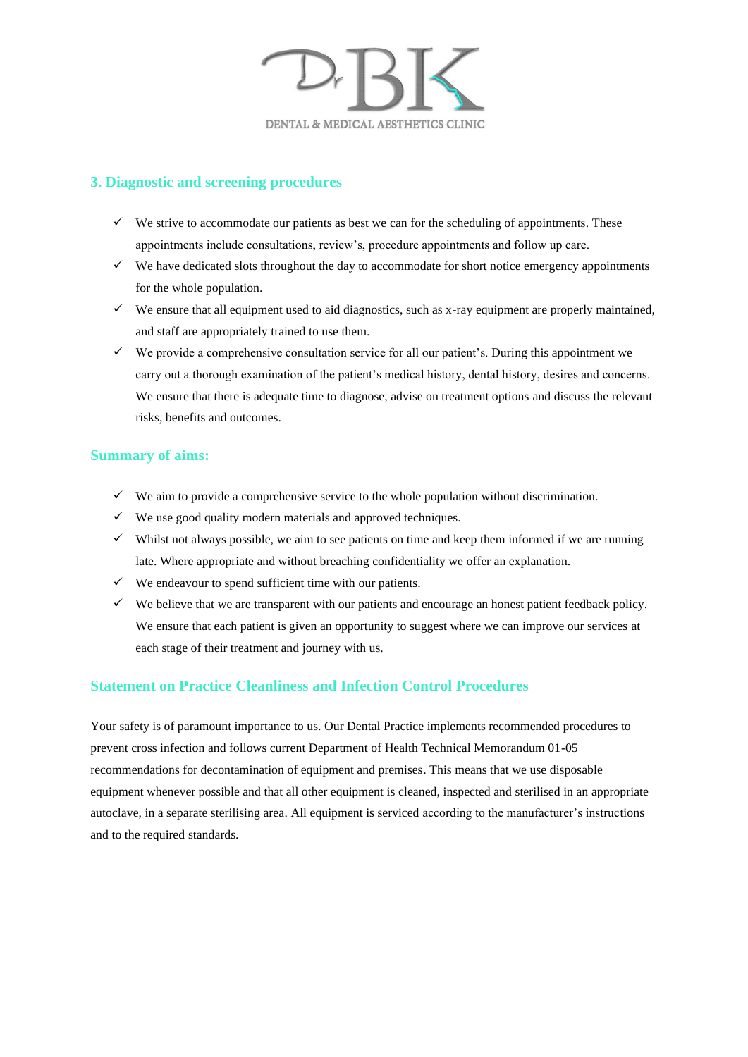## 3. Diagnostic and screening procedures

- ✓ We strive to accommodate our patients as best we can for the scheduling of appointments. These appointments include consultations, review's, procedure appointments and follow up care.
- ✓ We have dedicated slots throughout the day to accommodate for short notice emergency appointments for the whole population.
- ✓ We ensure that all equipment used to aid diagnostics, such as x-ray equipment are properly maintained, and staff are appropriately trained to use them.
- ✓ We provide a comprehensive consultation service for all our patient's. During this appointment we carry out a thorough examination of the patient's medical history, dental history, desires and concerns. We ensure that there is adequate time to diagnose, advise on treatment options and discuss the relevant risks, benefits and outcomes.

## Summary of aims:

- ✓ We aim to provide a comprehensive service to the whole population without discrimination.
- ✓ We use good quality modern materials and approved techniques.
- ✓ Whilst not always possible, we aim to see patients on time and keep them informed if we are running late. Where appropriate and without breaching confidentiality we offer an explanation.
- ✓ We endeavour to spend sufficient time with our patients.
- ✓ We believe that we are transparent with our patients and encourage an honest patient feedback policy. We ensure that each patient is given an opportunity to suggest where we can improve our services at each stage of their treatment and journey with us.

## Statement on Practice Cleanliness and Infection Control Procedures

Your safety is of paramount importance to us. Our Dental Practice implements recommended procedures to prevent cross infection and follows current Department of Health Technical Memorandum 01-05 recommendations for decontamination of equipment and premises. This means that we use disposable equipment whenever possible and that all other equipment is cleaned, inspected and sterilised in an appropriate autoclave, in a separate sterilising area. All equipment is serviced according to the manufacturer's instructions and to the required standards.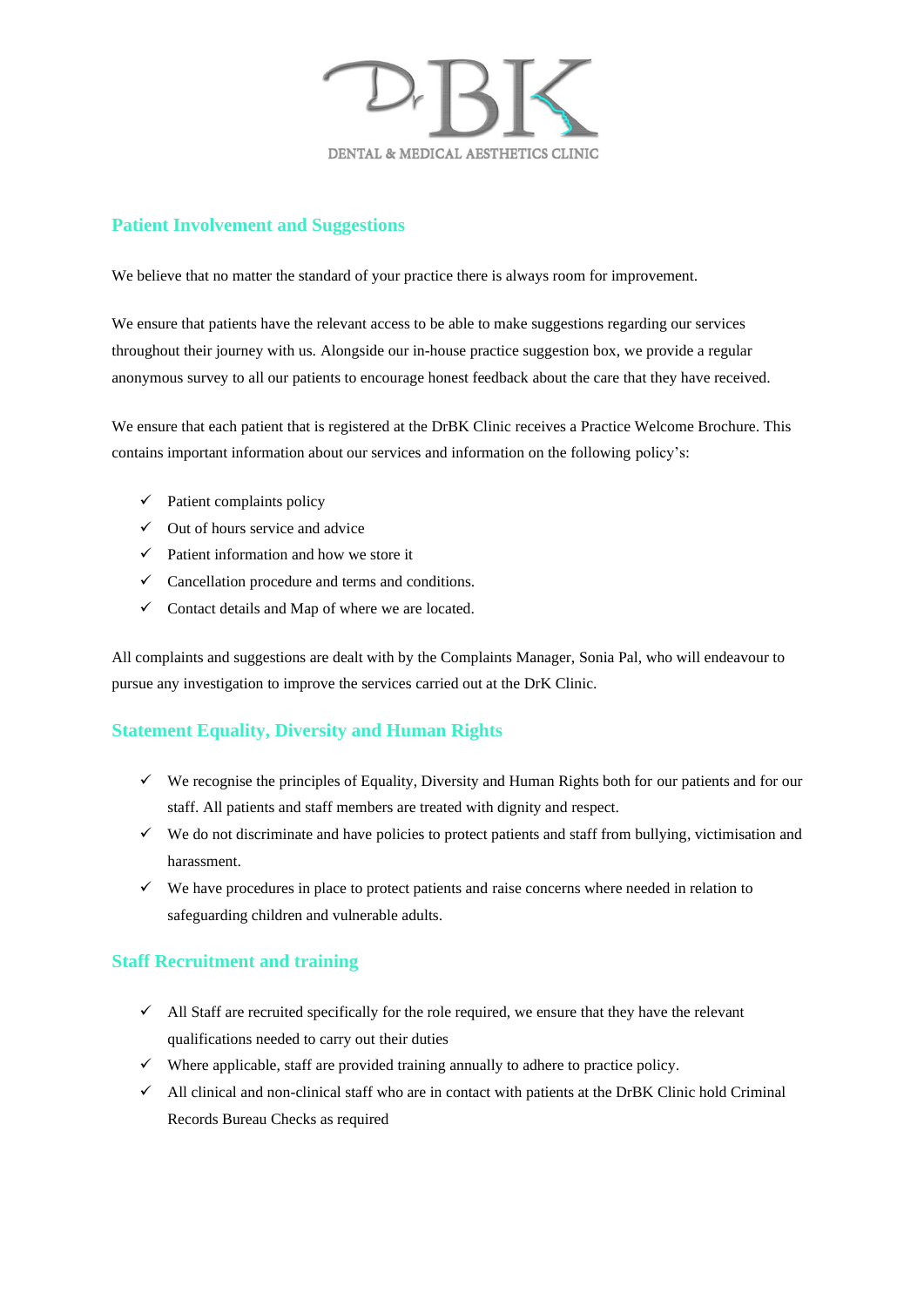## Patient Involvement and Suggestions

We believe that no matter the standard of your practice there is always room for improvement.

We ensure that patients have the relevant access to be able to make suggestions regarding our services throughout their journey with us. Alongside our in-house practice suggestion box, we provide a regular anonymous survey to all our patients to encourage honest feedback about the care that they have received.

We ensure that each patient that is registered at the DrBK Clinic receives a Practice Welcome Brochure. This contains important information about our services and information on the following policy's:

- ✓ Patient complaints policy
- ✓ Out of hours service and advice
- ✓ Patient information and how we store it
- ✓ Cancellation procedure and terms and conditions.
- ✓ Contact details and Map of where we are located.

All complaints and suggestions are dealt with by the Complaints Manager, Sonia Pal, who will endeavour to pursue any investigation to improve the services carried out at the DrK Clinic.

## Statement Equality, Diversity and Human Rights

- ✓ We recognise the principles of Equality, Diversity and Human Rights both for our patients and for our staff. All patients and staff members are treated with dignity and respect.
- ✓ We do not discriminate and have policies to protect patients and staff from bullying, victimisation and harassment.
- ✓ We have procedures in place to protect patients and raise concerns where needed in relation to safeguarding children and vulnerable adults.

## Staff Recruitment and training

- ✓ All Staff are recruited specifically for the role required, we ensure that they have the relevant qualifications needed to carry out their duties
- ✓ Where applicable, staff are provided training annually to adhere to practice policy.
- ✓ All clinical and non-clinical staff who are in contact with patients at the DrBK Clinic hold Criminal Records Bureau Checks as required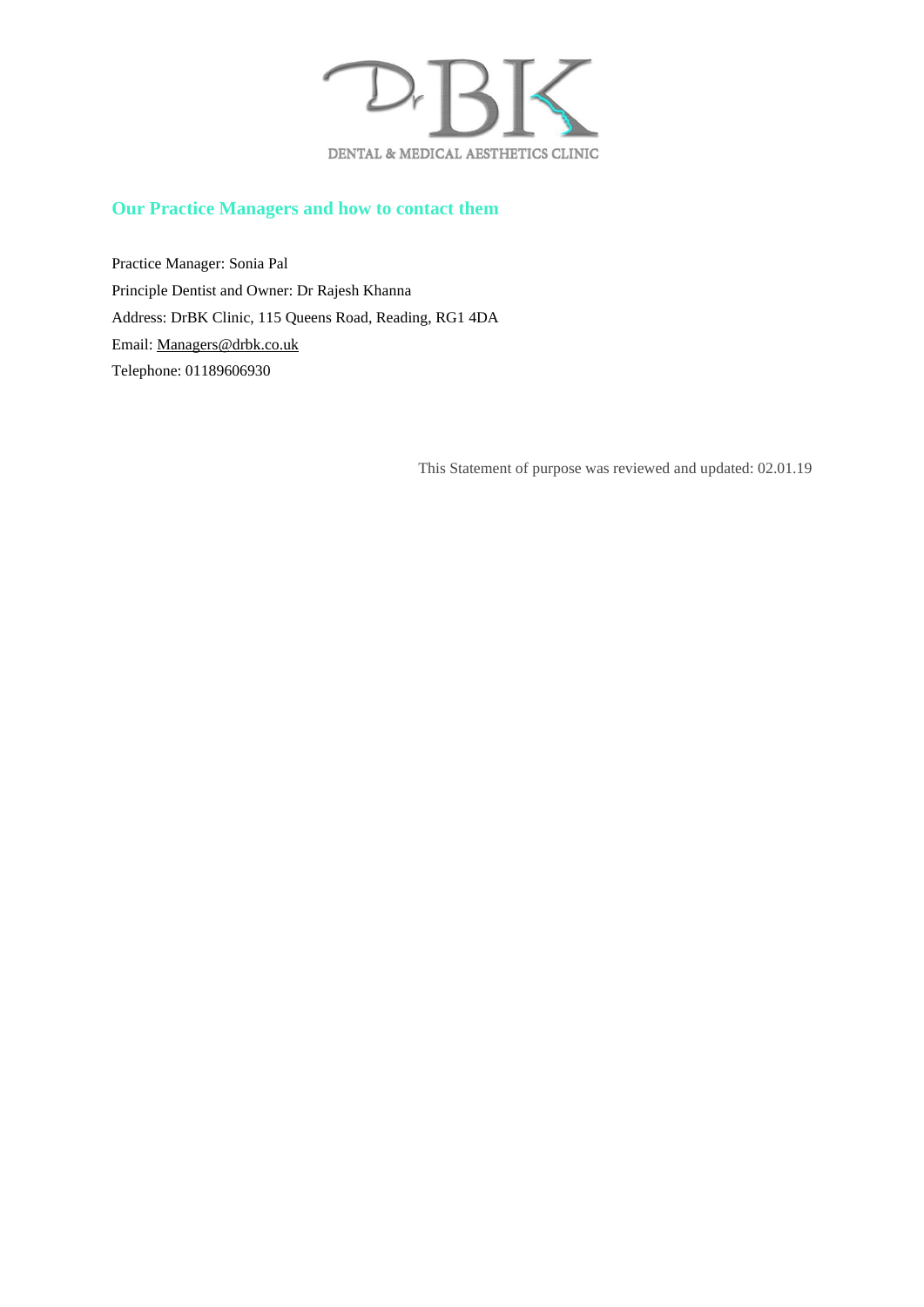DENTAL & MEDICAL AESTHETICS CLINIC

## Our Practice Managers and how to contact them

Practice Manager: Sonia Pal

Principle Dentist and Owner: Dr Rajesh Khanna

Address: DrBK Clinic, 115 Queens Road, Reading, RG1 4DA

Email: Managers@drbk.co.uk

Telephone: 01189606930

This Statement of purpose was reviewed and updated: 02.01.19